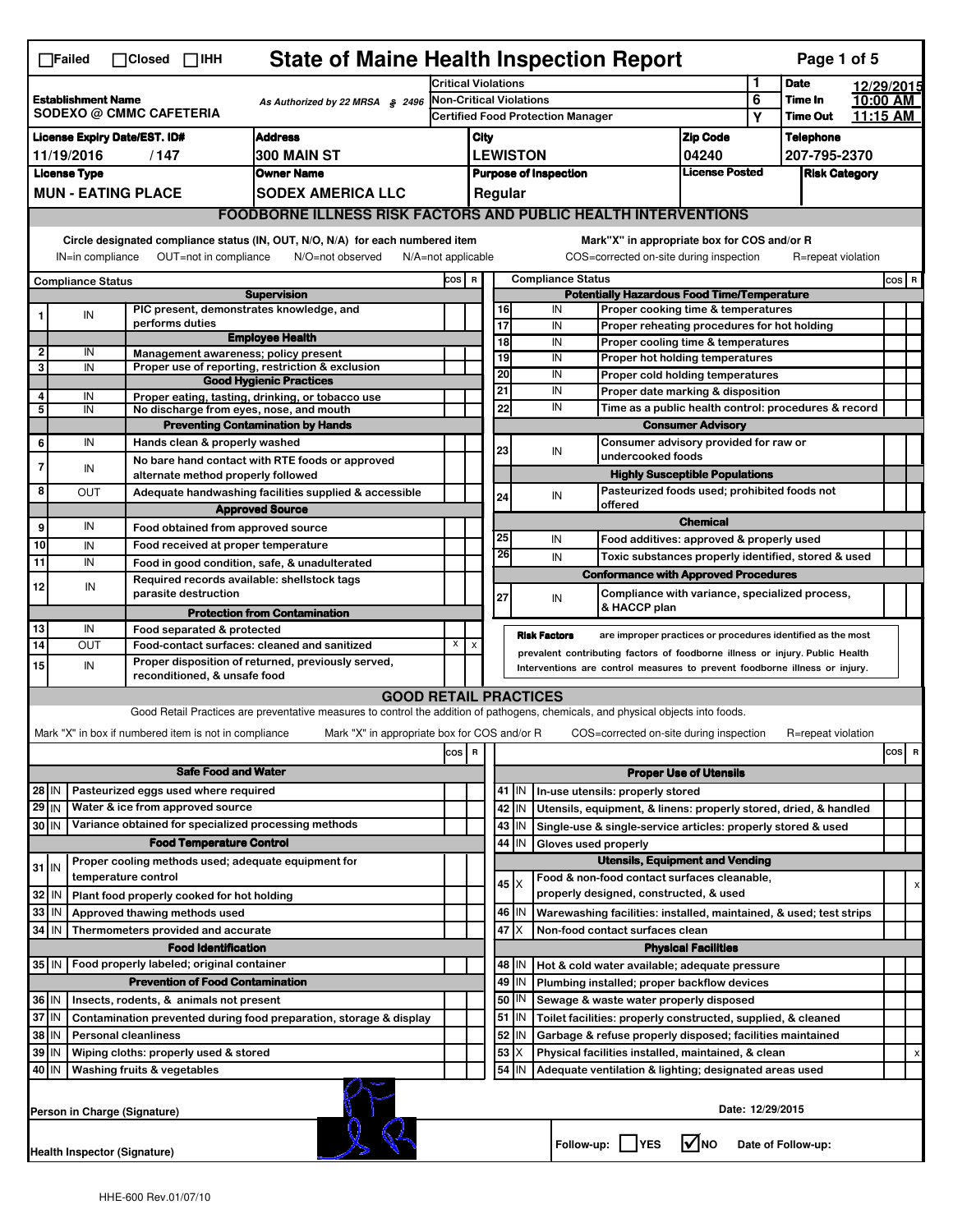☐Failed ☐Closed ☐IHH

# State of Maine Health Inspection Report

| | | | | |
|---|---|---|---|---|
| **Establishment Name** SODEXO @ CMMC CAFETERIA | As Authorized by 22 MRSA § 2496 | Critical Violations | 1 | **Date** 12/29/2015 |
| | | Non-Critical Violations | 6 | **Time In** 10:00 AM |
| | | Certified Food Protection Manager | Y | **Time Out** 11:15 AM |

| License Expiry Date/EST. ID# | Address | City | Zip Code | Telephone |
|---|---|---|---|---|
| 11/19/2016 / 147 | 300 MAIN ST | LEWISTON | 04240 | 207-795-2370 |
| **License Type** | **Owner Name** | **Purpose of Inspection** | **License Posted** | **Risk Category** |
| MUN - EATING PLACE | SODEX AMERICA LLC | Regular | | |

## FOODBORNE ILLNESS RISK FACTORS AND PUBLIC HEALTH INTERVENTIONS

Circle designated compliance status (IN, OUT, N/O, N/A) for each numbered item — IN=in compliance, OUT=not in compliance, N/O=not observed, N/A=not applicable

Mark "X" in appropriate box for COS and/or R — COS=corrected on-site during inspection, R=repeat violation

| # | Compliance Status | | COS | R |
|---|---|---|---|---|
| | | **Supervision** | | |
| 1 | IN | PIC present, demonstrates knowledge, and performs duties | | |
| | | **Employee Health** | | |
| 2 | IN | Management awareness; policy present | | |
| 3 | IN | Proper use of reporting, restriction & exclusion | | |
| | | **Good Hygienic Practices** | | |
| 4 | IN | Proper eating, tasting, drinking, or tobacco use | | |
| 5 | IN | No discharge from eyes, nose, and mouth | | |
| | | **Preventing Contamination by Hands** | | |
| 6 | IN | Hands clean & properly washed | | |
| 7 | IN | No bare hand contact with RTE foods or approved alternate method properly followed | | |
| 8 | OUT | Adequate handwashing facilities supplied & accessible | | |
| | | **Approved Source** | | |
| 9 | IN | Food obtained from approved source | | |
| 10 | IN | Food received at proper temperature | | |
| 11 | IN | Food in good condition, safe, & unadulterated | | |
| 12 | IN | Required records available: shellstock tags parasite destruction | | |
| | | **Protection from Contamination** | | |
| 13 | IN | Food separated & protected | | |
| 14 | OUT | Food-contact surfaces: cleaned and sanitized | X | X |
| 15 | IN | Proper disposition of returned, previously served, reconditioned, & unsafe food | | |
| | | **Potentially Hazardous Food Time/Temperature** | | |
| 16 | IN | Proper cooking time & temperatures | | |
| 17 | IN | Proper reheating procedures for hot holding | | |
| 18 | IN | Proper cooling time & temperatures | | |
| 19 | IN | Proper hot holding temperatures | | |
| 20 | IN | Proper cold holding temperatures | | |
| 21 | IN | Proper date marking & disposition | | |
| 22 | IN | Time as a public health control: procedures & record | | |
| | | **Consumer Advisory** | | |
| 23 | IN | Consumer advisory provided for raw or undercooked foods | | |
| | | **Highly Susceptible Populations** | | |
| 24 | IN | Pasteurized foods used; prohibited foods not offered | | |
| | | **Chemical** | | |
| 25 | IN | Food additives: approved & properly used | | |
| 26 | IN | Toxic substances properly identified, stored & used | | |
| | | **Conformance with Approved Procedures** | | |
| 27 | IN | Compliance with variance, specialized process, & HACCP plan | | |

**Risk Factors** are improper practices or procedures identified as the most prevalent contributing factors of foodborne illness or injury. Public Health Interventions are control measures to prevent foodborne illness or injury.

## GOOD RETAIL PRACTICES

Good Retail Practices are preventative measures to control the addition of pathogens, chemicals, and physical objects into foods.

Mark "X" in box if numbered item is not in compliance — Mark "X" in appropriate box for COS and/or R — COS=corrected on-site during inspection — R=repeat violation

| # | Status | | COS | R |
|---|---|---|---|---|
| | | **Safe Food and Water** | | |
| 28 | IN | Pasteurized eggs used where required | | |
| 29 | IN | Water & ice from approved source | | |
| 30 | IN | Variance obtained for specialized processing methods | | |
| | | **Food Temperature Control** | | |
| 31 | IN | Proper cooling methods used; adequate equipment for temperature control | | |
| 32 | IN | Plant food properly cooked for hot holding | | |
| 33 | IN | Approved thawing methods used | | |
| 34 | IN | Thermometers provided and accurate | | |
| | | **Food Identification** | | |
| 35 | IN | Food properly labeled; original container | | |
| | | **Prevention of Food Contamination** | | |
| 36 | IN | Insects, rodents, & animals not present | | |
| 37 | IN | Contamination prevented during food preparation, storage & display | | |
| 38 | IN | Personal cleanliness | | |
| 39 | IN | Wiping cloths: properly used & stored | | |
| 40 | IN | Washing fruits & vegetables | | |
| | | **Proper Use of Utensils** | | |
| 41 | IN | In-use utensils: properly stored | | |
| 42 | IN | Utensils, equipment, & linens: properly stored, dried, & handled | | |
| 43 | IN | Single-use & single-service articles: properly stored & used | | |
| 44 | IN | Gloves used properly | | |
| | | **Utensils, Equipment and Vending** | | |
| 45 | X | Food & non-food contact surfaces cleanable, properly designed, constructed, & used | | X |
| 46 | IN | Warewashing facilities: installed, maintained, & used; test strips | | |
| 47 | X | Non-food contact surfaces clean | | |
| | | **Physical Facilities** | | |
| 48 | IN | Hot & cold water available; adequate pressure | | |
| 49 | IN | Plumbing installed; proper backflow devices | | |
| 50 | IN | Sewage & waste water properly disposed | | |
| 51 | IN | Toilet facilities: properly constructed, supplied, & cleaned | | |
| 52 | IN | Garbage & refuse properly disposed; facilities maintained | | |
| 53 | X | Physical facilities installed, maintained, & clean | | X |
| 54 | IN | Adequate ventilation & lighting; designated areas used | | |

Person in Charge (Signature)

Date: 12/29/2015

Health Inspector (Signature)

Follow-up: ☐ YES ☑ NO Date of Follow-up:

HHE-600 Rev.01/07/10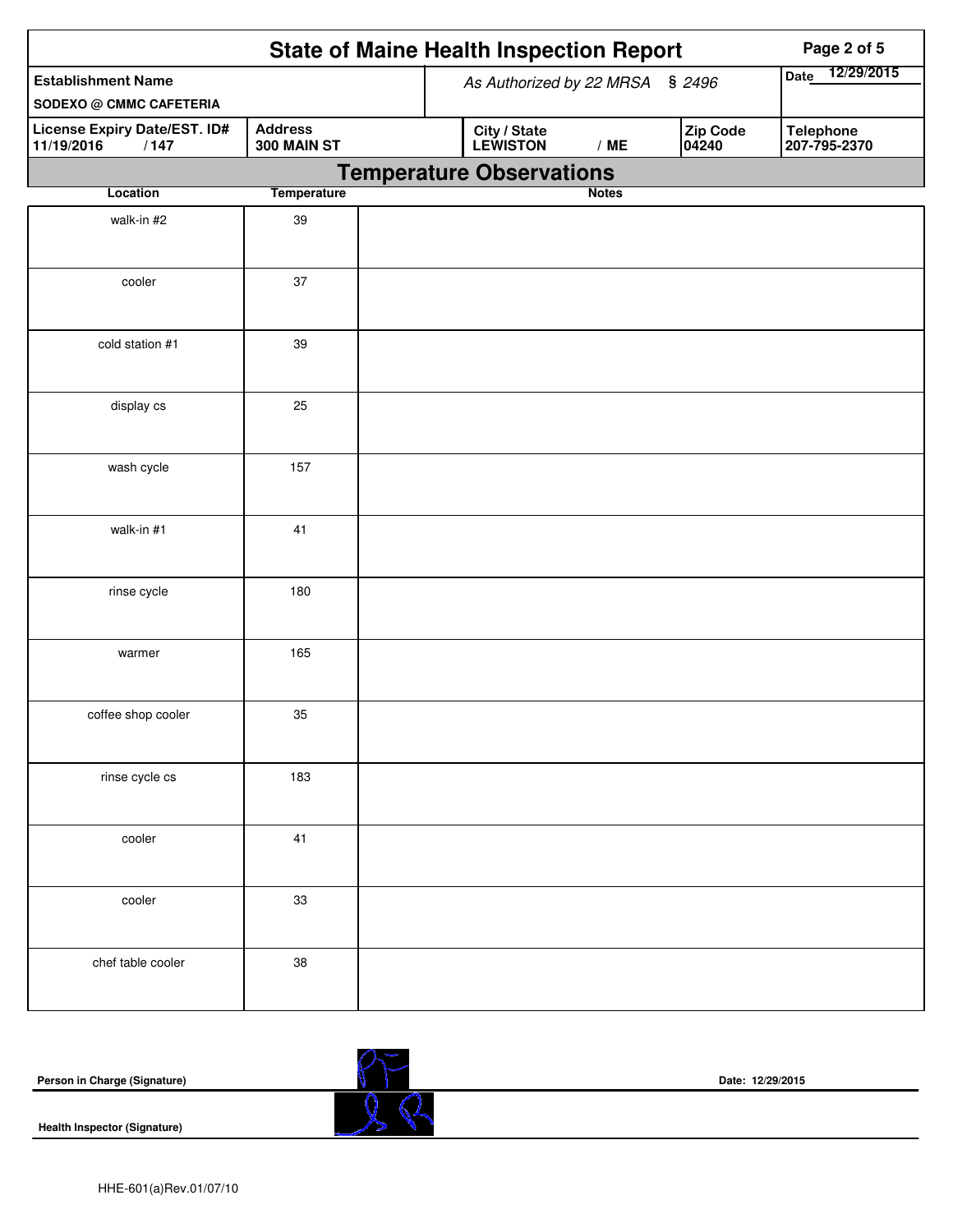# State of Maine Health Inspection Report

| Establishment Name | As Authorized by 22 MRSA § 2496 | | | Date 12/29/2015 |
|---|---|---|---|---|
| SODEXO @ CMMC CAFETERIA | | | | |
| **License Expiry Date/EST. ID#** 11/19/2016 / 147 | **Address** 300 MAIN ST | **City / State** LEWISTON / ME | **Zip Code** 04240 | **Telephone** 207-795-2370 |

## Temperature Observations

| Location | Temperature | Notes |
|---|---|---|
| walk-in #2 | 39 | |
| cooler | 37 | |
| cold station #1 | 39 | |
| display cs | 25 | |
| wash cycle | 157 | |
| walk-in #1 | 41 | |
| rinse cycle | 180 | |
| warmer | 165 | |
| coffee shop cooler | 35 | |
| rinse cycle cs | 183 | |
| cooler | 41 | |
| cooler | 33 | |
| chef table cooler | 38 | |

**Person in Charge (Signature)** &nbsp;&nbsp;&nbsp;&nbsp; **Date: 12/29/2015**

**Health Inspector (Signature)**

HHE-601(a)Rev.01/07/10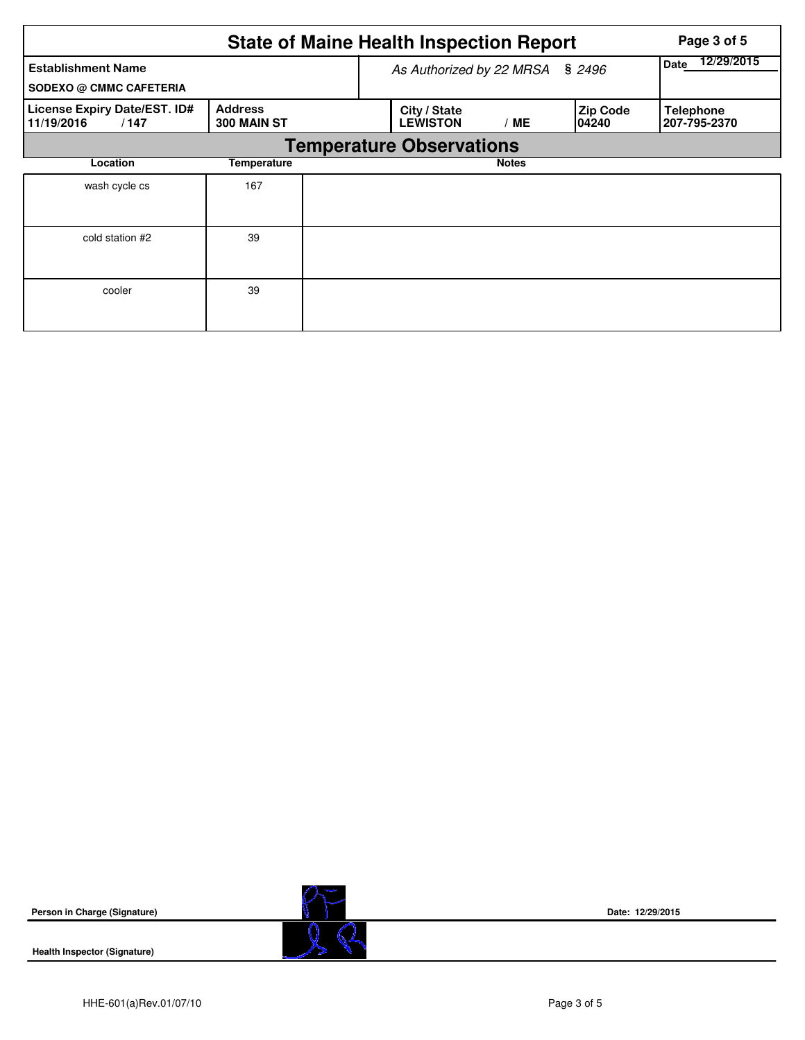# State of Maine Health Inspection Report

| Establishment Name | As Authorized by 22 MRSA § 2496 | Date 12/29/2015 |
|---|---|---|
| SODEXO @ CMMC CAFETERIA | | |

| License Expiry Date/EST. ID# | Address | City / State | Zip Code | Telephone |
|---|---|---|---|---|
| 11/19/2016 / 147 | 300 MAIN ST | LEWISTON / ME | 04240 | 207-795-2370 |

## Temperature Observations

| Location | Temperature | Notes |
|---|---|---|
| wash cycle cs | 167 | |
| cold station #2 | 39 | |
| cooler | 39 | |

**Person in Charge (Signature)** Date: 12/29/2015

**Health Inspector (Signature)**

HHE-601(a)Rev.01/07/10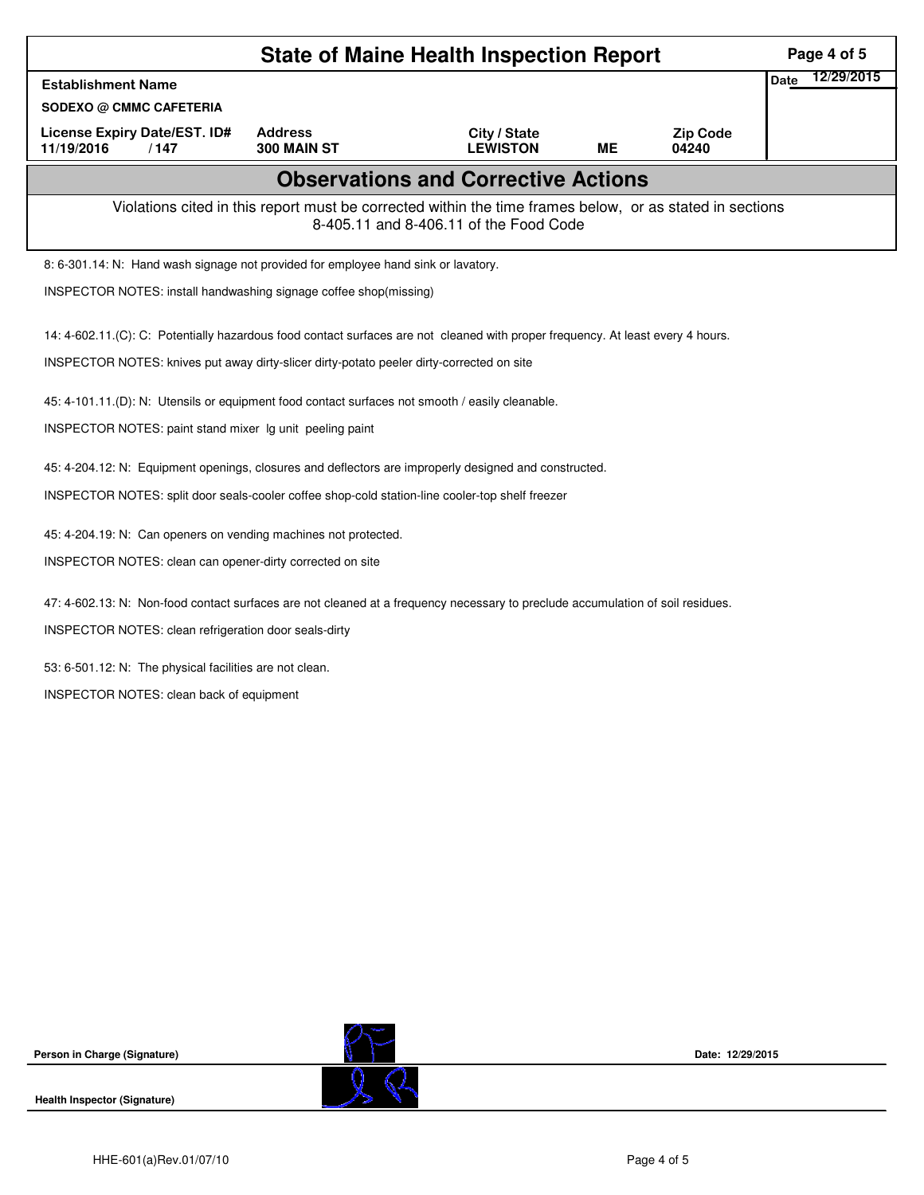# State of Maine Health Inspection Report

| Establishment Name | | | | | Date 12/29/2015 |
|---|---|---|---|---|---|
| SODEXO @ CMMC CAFETERIA | | | | | |
| License Expiry Date/EST. ID# | Address | City / State | | Zip Code | |
| 11/19/2016 / 147 | 300 MAIN ST | LEWISTON | ME | 04240 | |

## Observations and Corrective Actions

Violations cited in this report must be corrected within the time frames below, or as stated in sections 8-405.11 and 8-406.11 of the Food Code

8: 6-301.14: N: Hand wash signage not provided for employee hand sink or lavatory.

INSPECTOR NOTES: install handwashing signage coffee shop(missing)

14: 4-602.11.(C): C: Potentially hazardous food contact surfaces are not cleaned with proper frequency. At least every 4 hours.

INSPECTOR NOTES: knives put away dirty-slicer dirty-potato peeler dirty-corrected on site

45: 4-101.11.(D): N: Utensils or equipment food contact surfaces not smooth / easily cleanable.

INSPECTOR NOTES: paint stand mixer lg unit peeling paint

45: 4-204.12: N: Equipment openings, closures and deflectors are improperly designed and constructed.

INSPECTOR NOTES: split door seals-cooler coffee shop-cold station-line cooler-top shelf freezer

45: 4-204.19: N: Can openers on vending machines not protected.

INSPECTOR NOTES: clean can opener-dirty corrected on site

47: 4-602.13: N: Non-food contact surfaces are not cleaned at a frequency necessary to preclude accumulation of soil residues.

INSPECTOR NOTES: clean refrigeration door seals-dirty

53: 6-501.12: N: The physical facilities are not clean.

INSPECTOR NOTES: clean back of equipment

**Person in Charge (Signature)** Date: 12/29/2015

**Health Inspector (Signature)**

HHE-601(a)Rev.01/07/10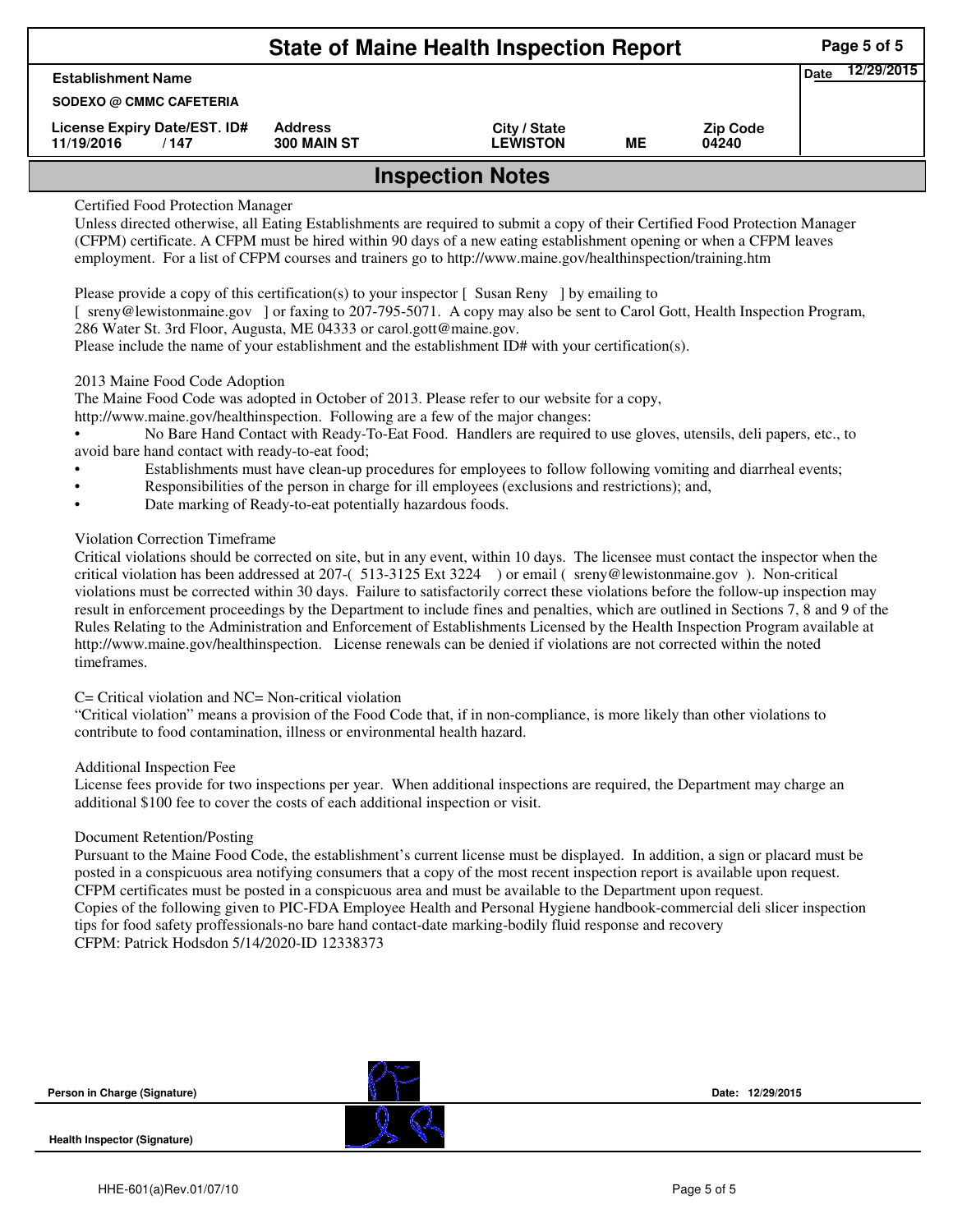# State of Maine Health Inspection Report

| Establishment Name | | | | | Date 12/29/2015 |
|---|---|---|---|---|---|
| SODEXO @ CMMC CAFETERIA | | | | | |
| License Expiry Date/EST. ID# | Address | City / State | | Zip Code | |
| 11/19/2016 / 147 | 300 MAIN ST | LEWISTON | ME | 04240 | |

## Inspection Notes

Certified Food Protection Manager
Unless directed otherwise, all Eating Establishments are required to submit a copy of their Certified Food Protection Manager (CFPM) certificate. A CFPM must be hired within 90 days of a new eating establishment opening or when a CFPM leaves employment. For a list of CFPM courses and trainers go to http://www.maine.gov/healthinspection/training.htm

Please provide a copy of this certification(s) to your inspector [ Susan Reny ] by emailing to [ sreny@lewistonmaine.gov ] or faxing to 207-795-5071. A copy may also be sent to Carol Gott, Health Inspection Program, 286 Water St. 3rd Floor, Augusta, ME 04333 or carol.gott@maine.gov.
Please include the name of your establishment and the establishment ID# with your certification(s).

2013 Maine Food Code Adoption
The Maine Food Code was adopted in October of 2013. Please refer to our website for a copy, http://www.maine.gov/healthinspection. Following are a few of the major changes:

- No Bare Hand Contact with Ready-To-Eat Food. Handlers are required to use gloves, utensils, deli papers, etc., to avoid bare hand contact with ready-to-eat food;
- Establishments must have clean-up procedures for employees to follow following vomiting and diarrheal events;
- Responsibilities of the person in charge for ill employees (exclusions and restrictions); and,
- Date marking of Ready-to-eat potentially hazardous foods.

Violation Correction Timeframe
Critical violations should be corrected on site, but in any event, within 10 days. The licensee must contact the inspector when the critical violation has been addressed at 207-( 513-3125 Ext 3224 ) or email ( sreny@lewistonmaine.gov ). Non-critical violations must be corrected within 30 days. Failure to satisfactorily correct these violations before the follow-up inspection may result in enforcement proceedings by the Department to include fines and penalties, which are outlined in Sections 7, 8 and 9 of the Rules Relating to the Administration and Enforcement of Establishments Licensed by the Health Inspection Program available at http://www.maine.gov/healthinspection. License renewals can be denied if violations are not corrected within the noted timeframes.

C= Critical violation and NC= Non-critical violation
"Critical violation" means a provision of the Food Code that, if in non-compliance, is more likely than other violations to contribute to food contamination, illness or environmental health hazard.

Additional Inspection Fee
License fees provide for two inspections per year. When additional inspections are required, the Department may charge an additional $100 fee to cover the costs of each additional inspection or visit.

Document Retention/Posting
Pursuant to the Maine Food Code, the establishment's current license must be displayed. In addition, a sign or placard must be posted in a conspicuous area notifying consumers that a copy of the most recent inspection report is available upon request. CFPM certificates must be posted in a conspicuous area and must be available to the Department upon request.
Copies of the following given to PIC-FDA Employee Health and Personal Hygiene handbook-commercial deli slicer inspection tips for food safety proffessionals-no bare hand contact-date marking-bodily fluid response and recovery
CFPM: Patrick Hodsdon 5/14/2020-ID 12338373

Person in Charge (Signature) Date: 12/29/2015

Health Inspector (Signature)

HHE-601(a)Rev.01/07/10